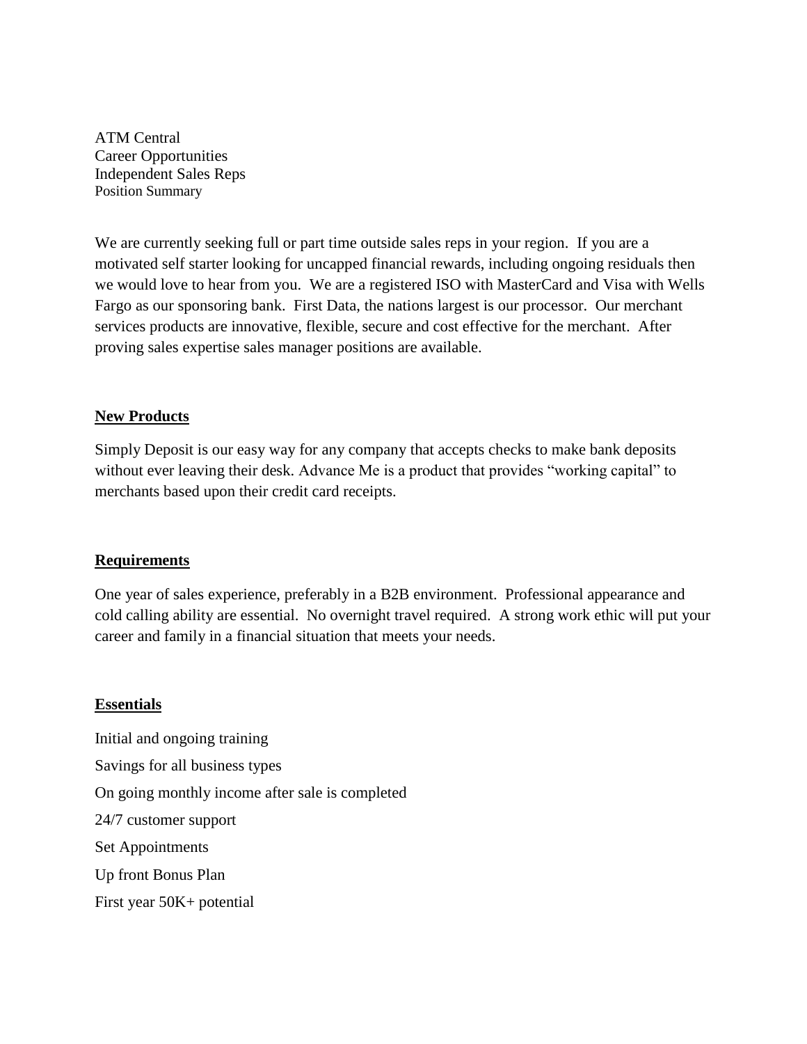ATM Central
Career Opportunities
Independent Sales Reps
Position Summary

We are currently seeking full or part time outside sales reps in your region. If you are a motivated self starter looking for uncapped financial rewards, including ongoing residuals then we would love to hear from you. We are a registered ISO with MasterCard and Visa with Wells Fargo as our sponsoring bank. First Data, the nations largest is our processor. Our merchant services products are innovative, flexible, secure and cost effective for the merchant. After proving sales expertise sales manager positions are available.

## New Products

Simply Deposit is our easy way for any company that accepts checks to make bank deposits without ever leaving their desk. Advance Me is a product that provides "working capital" to merchants based upon their credit card receipts.

## Requirements

One year of sales experience, preferably in a B2B environment. Professional appearance and cold calling ability are essential. No overnight travel required. A strong work ethic will put your career and family in a financial situation that meets your needs.

## Essentials

Initial and ongoing training

Savings for all business types

On going monthly income after sale is completed

24/7 customer support

Set Appointments

Up front Bonus Plan

First year 50K+ potential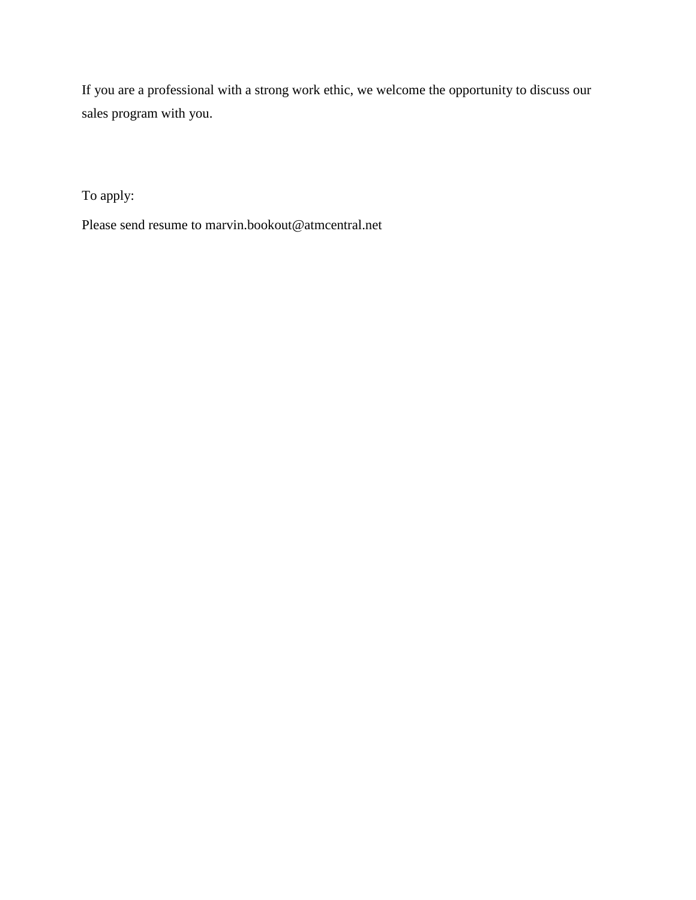If you are a professional with a strong work ethic, we welcome the opportunity to discuss our sales program with you.

To apply:

Please send resume to marvin.bookout@atmcentral.net